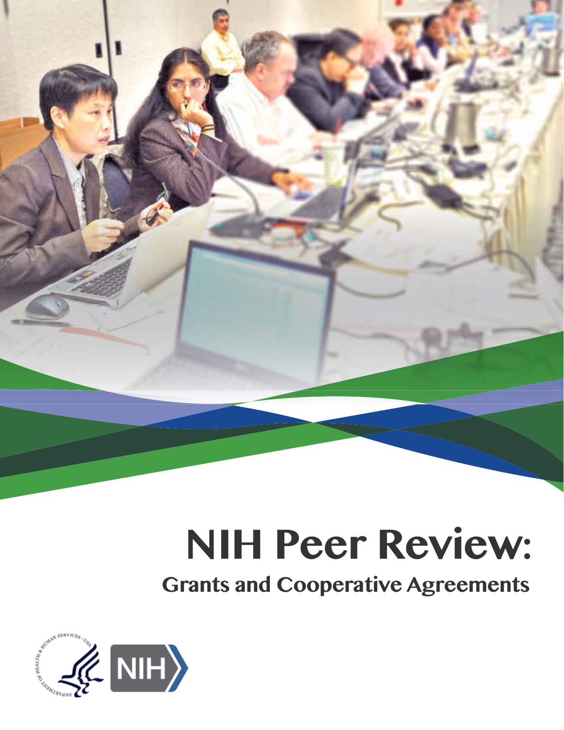# NIH Peer Review:

## Grants and Cooperative Agreements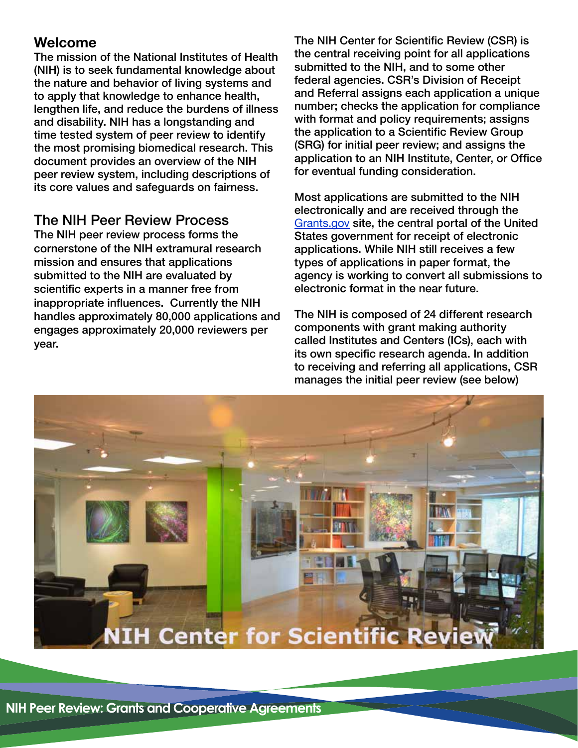## Welcome

The mission of the National Institutes of Health (NIH) is to seek fundamental knowledge about the nature and behavior of living systems and to apply that knowledge to enhance health, lengthen life, and reduce the burdens of illness and disability. NIH has a longstanding and time tested system of peer review to identify the most promising biomedical research. This document provides an overview of the NIH peer review system, including descriptions of its core values and safeguards on fairness.

## The NIH Peer Review Process

The NIH peer review process forms the cornerstone of the NIH extramural research mission and ensures that applications submitted to the NIH are evaluated by scientific experts in a manner free from inappropriate influences. Currently the NIH handles approximately 80,000 applications and engages approximately 20,000 reviewers per year.

The NIH Center for Scientific Review (CSR) is the central receiving point for all applications submitted to the NIH, and to some other federal agencies. CSR's Division of Receipt and Referral assigns each application a unique number; checks the application for compliance with format and policy requirements; assigns the application to a Scientific Review Group (SRG) for initial peer review; and assigns the application to an NIH Institute, Center, or Office for eventual funding consideration.

Most applications are submitted to the NIH electronically and are received through the [Grants.gov](Grants.gov) site, the central portal of the United States government for receipt of electronic applications. While NIH still receives a few types of applications in paper format, the agency is working to convert all submissions to electronic format in the near future.

The NIH is composed of 24 different research components with grant making authority called Institutes and Centers (ICs), each with its own specific research agenda. In addition to receiving and referring all applications, CSR manages the initial peer review (see below)

NIH Center for Scientific Review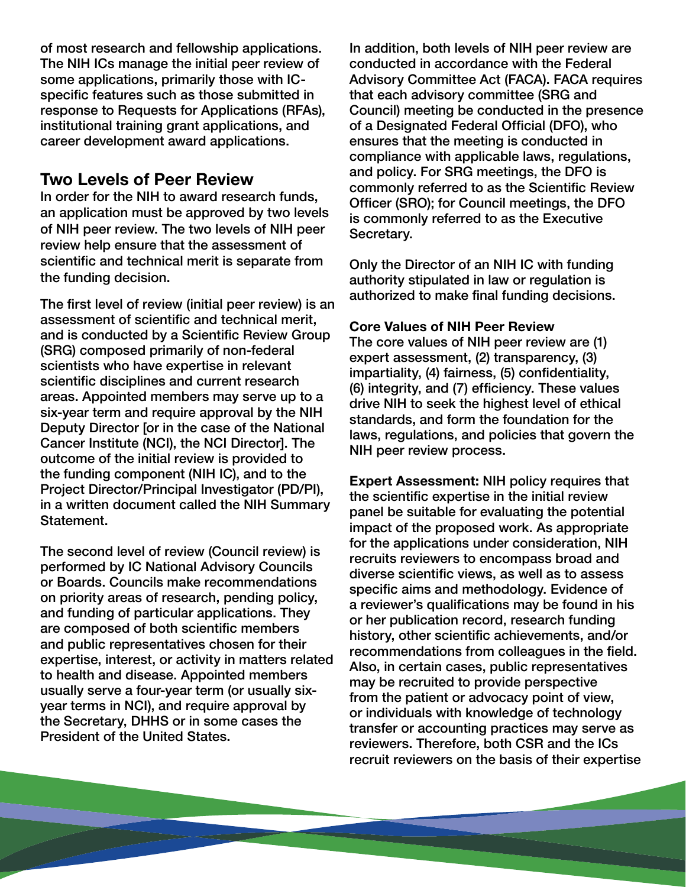of most research and fellowship applications. The NIH ICs manage the initial peer review of some applications, primarily those with IC-specific features such as those submitted in response to Requests for Applications (RFAs), institutional training grant applications, and career development award applications.

## Two Levels of Peer Review

In order for the NIH to award research funds, an application must be approved by two levels of NIH peer review. The two levels of NIH peer review help ensure that the assessment of scientific and technical merit is separate from the funding decision.

The first level of review (initial peer review) is an assessment of scientific and technical merit, and is conducted by a Scientific Review Group (SRG) composed primarily of non-federal scientists who have expertise in relevant scientific disciplines and current research areas. Appointed members may serve up to a six-year term and require approval by the NIH Deputy Director [or in the case of the National Cancer Institute (NCI), the NCI Director]. The outcome of the initial review is provided to the funding component (NIH IC), and to the Project Director/Principal Investigator (PD/PI), in a written document called the NIH Summary Statement.

The second level of review (Council review) is performed by IC National Advisory Councils or Boards. Councils make recommendations on priority areas of research, pending policy, and funding of particular applications. They are composed of both scientific members and public representatives chosen for their expertise, interest, or activity in matters related to health and disease. Appointed members usually serve a four-year term (or usually six-year terms in NCI), and require approval by the Secretary, DHHS or in some cases the President of the United States.

In addition, both levels of NIH peer review are conducted in accordance with the Federal Advisory Committee Act (FACA). FACA requires that each advisory committee (SRG and Council) meeting be conducted in the presence of a Designated Federal Official (DFO), who ensures that the meeting is conducted in compliance with applicable laws, regulations, and policy. For SRG meetings, the DFO is commonly referred to as the Scientific Review Officer (SRO); for Council meetings, the DFO is commonly referred to as the Executive Secretary.

Only the Director of an NIH IC with funding authority stipulated in law or regulation is authorized to make final funding decisions.

### Core Values of NIH Peer Review

The core values of NIH peer review are (1) expert assessment, (2) transparency, (3) impartiality, (4) fairness, (5) confidentiality, (6) integrity, and (7) efficiency. These values drive NIH to seek the highest level of ethical standards, and form the foundation for the laws, regulations, and policies that govern the NIH peer review process.

**Expert Assessment:** NIH policy requires that the scientific expertise in the initial review panel be suitable for evaluating the potential impact of the proposed work. As appropriate for the applications under consideration, NIH recruits reviewers to encompass broad and diverse scientific views, as well as to assess specific aims and methodology. Evidence of a reviewer's qualifications may be found in his or her publication record, research funding history, other scientific achievements, and/or recommendations from colleagues in the field. Also, in certain cases, public representatives may be recruited to provide perspective from the patient or advocacy point of view, or individuals with knowledge of technology transfer or accounting practices may serve as reviewers. Therefore, both CSR and the ICs recruit reviewers on the basis of their expertise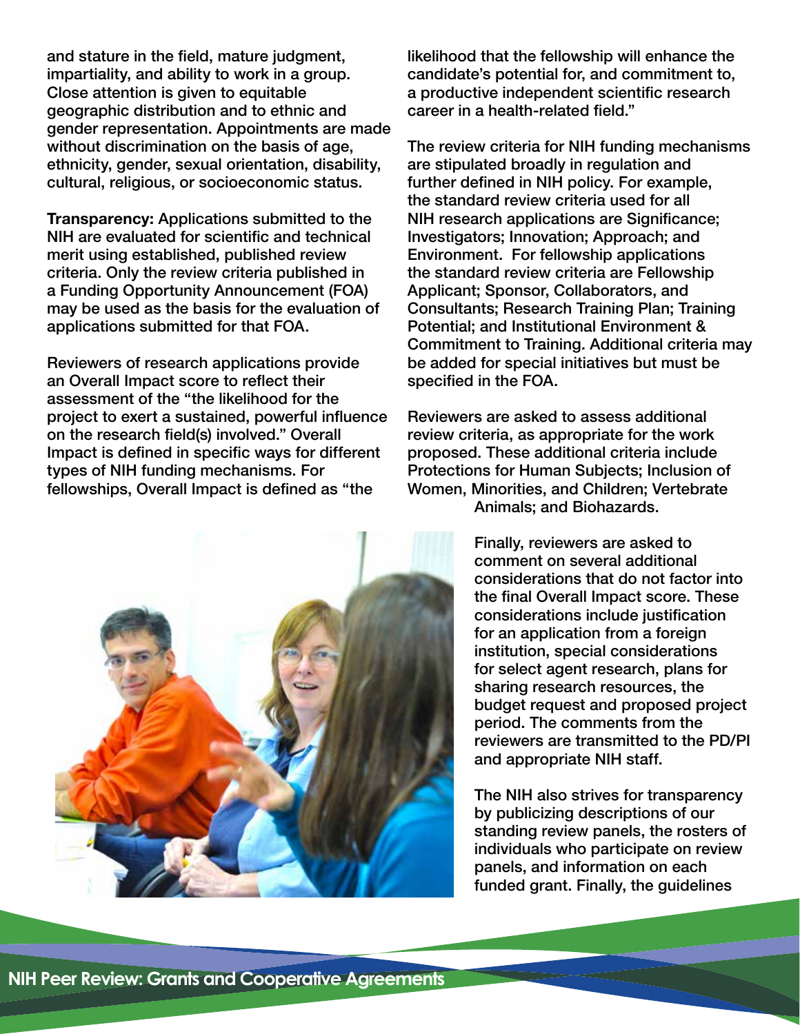and stature in the field, mature judgment, impartiality, and ability to work in a group. Close attention is given to equitable geographic distribution and to ethnic and gender representation. Appointments are made without discrimination on the basis of age, ethnicity, gender, sexual orientation, disability, cultural, religious, or socioeconomic status.

**Transparency:** Applications submitted to the NIH are evaluated for scientific and technical merit using established, published review criteria. Only the review criteria published in a Funding Opportunity Announcement (FOA) may be used as the basis for the evaluation of applications submitted for that FOA.

Reviewers of research applications provide an Overall Impact score to reflect their assessment of the "the likelihood for the project to exert a sustained, powerful influence on the research field(s) involved." Overall Impact is defined in specific ways for different types of NIH funding mechanisms. For fellowships, Overall Impact is defined as "the likelihood that the fellowship will enhance the candidate's potential for, and commitment to, a productive independent scientific research career in a health-related field."

The review criteria for NIH funding mechanisms are stipulated broadly in regulation and further defined in NIH policy. For example, the standard review criteria used for all NIH research applications are Significance; Investigators; Innovation; Approach; and Environment. For fellowship applications the standard review criteria are Fellowship Applicant; Sponsor, Collaborators, and Consultants; Research Training Plan; Training Potential; and Institutional Environment & Commitment to Training. Additional criteria may be added for special initiatives but must be specified in the FOA.

Reviewers are asked to assess additional review criteria, as appropriate for the work proposed. These additional criteria include Protections for Human Subjects; Inclusion of Women, Minorities, and Children; Vertebrate Animals; and Biohazards.

Finally, reviewers are asked to comment on several additional considerations that do not factor into the final Overall Impact score. These considerations include justification for an application from a foreign institution, special considerations for select agent research, plans for sharing research resources, the budget request and proposed project period. The comments from the reviewers are transmitted to the PD/PI and appropriate NIH staff.

The NIH also strives for transparency by publicizing descriptions of our standing review panels, the rosters of individuals who participate on review panels, and information on each funded grant. Finally, the guidelines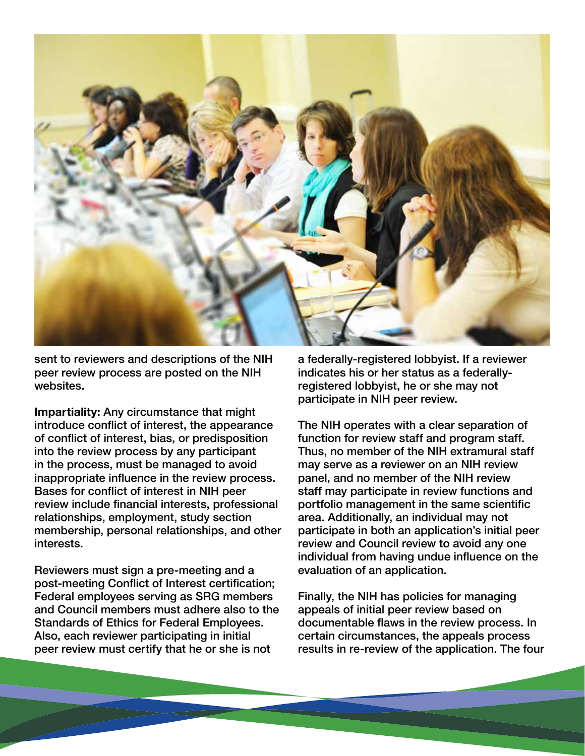sent to reviewers and descriptions of the NIH peer review process are posted on the NIH websites.

**Impartiality:** Any circumstance that might introduce conflict of interest, the appearance of conflict of interest, bias, or predisposition into the review process by any participant in the process, must be managed to avoid inappropriate influence in the review process. Bases for conflict of interest in NIH peer review include financial interests, professional relationships, employment, study section membership, personal relationships, and other interests.

Reviewers must sign a pre-meeting and a post-meeting Conflict of Interest certification; Federal employees serving as SRG members and Council members must adhere also to the Standards of Ethics for Federal Employees. Also, each reviewer participating in initial peer review must certify that he or she is not a federally-registered lobbyist. If a reviewer indicates his or her status as a federally-registered lobbyist, he or she may not participate in NIH peer review.

The NIH operates with a clear separation of function for review staff and program staff. Thus, no member of the NIH extramural staff may serve as a reviewer on an NIH review panel, and no member of the NIH review staff may participate in review functions and portfolio management in the same scientific area. Additionally, an individual may not participate in both an application's initial peer review and Council review to avoid any one individual from having undue influence on the evaluation of an application.

Finally, the NIH has policies for managing appeals of initial peer review based on documentable flaws in the review process. In certain circumstances, the appeals process results in re-review of the application. The four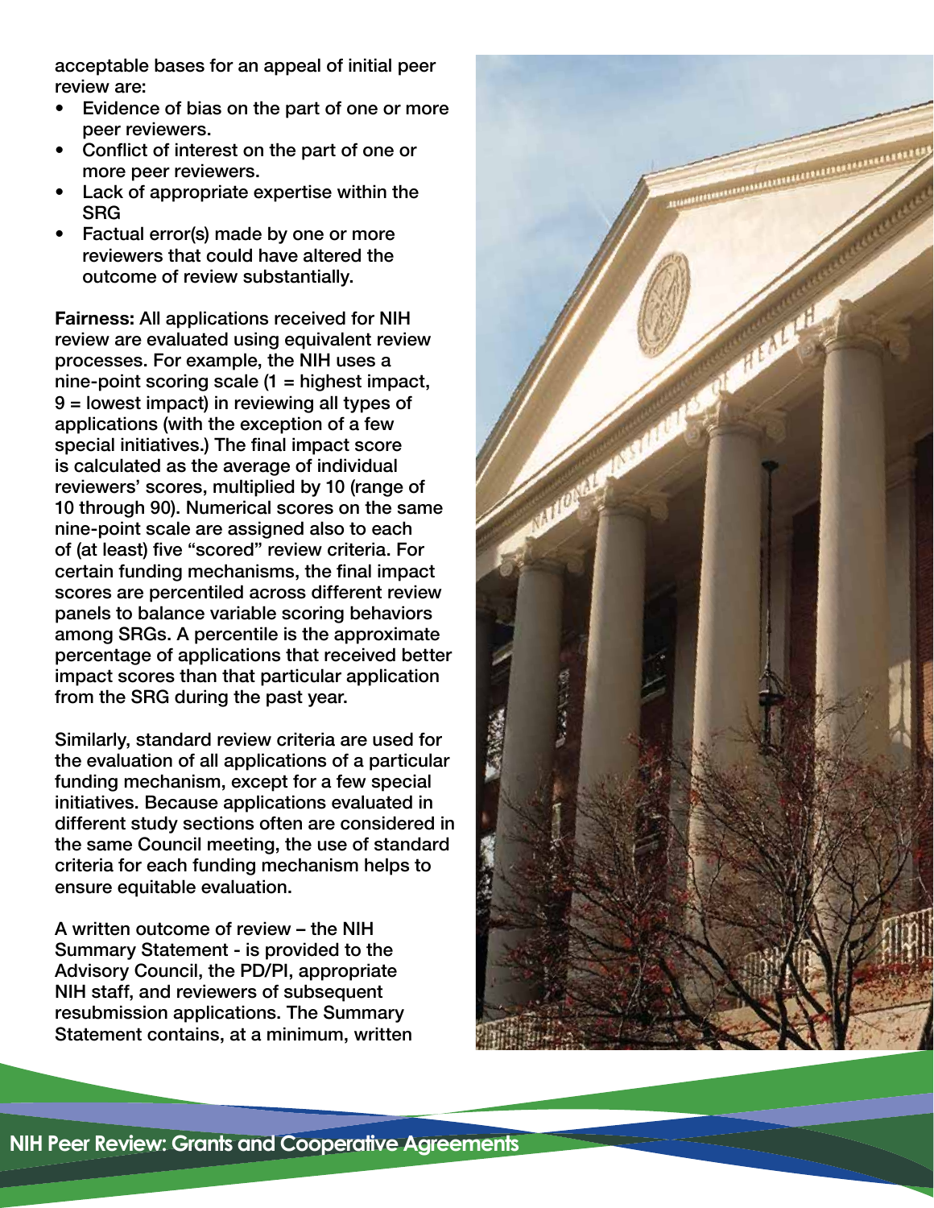acceptable bases for an appeal of initial peer review are:

- Evidence of bias on the part of one or more peer reviewers.
- Conflict of interest on the part of one or more peer reviewers.
- Lack of appropriate expertise within the SRG
- Factual error(s) made by one or more reviewers that could have altered the outcome of review substantially.

**Fairness:** All applications received for NIH review are evaluated using equivalent review processes. For example, the NIH uses a nine-point scoring scale (1 = highest impact, 9 = lowest impact) in reviewing all types of applications (with the exception of a few special initiatives.) The final impact score is calculated as the average of individual reviewers' scores, multiplied by 10 (range of 10 through 90). Numerical scores on the same nine-point scale are assigned also to each of (at least) five "scored" review criteria. For certain funding mechanisms, the final impact scores are percentiled across different review panels to balance variable scoring behaviors among SRGs. A percentile is the approximate percentage of applications that received better impact scores than that particular application from the SRG during the past year.

Similarly, standard review criteria are used for the evaluation of all applications of a particular funding mechanism, except for a few special initiatives. Because applications evaluated in different study sections often are considered in the same Council meeting, the use of standard criteria for each funding mechanism helps to ensure equitable evaluation.

A written outcome of review – the NIH Summary Statement - is provided to the Advisory Council, the PD/PI, appropriate NIH staff, and reviewers of subsequent resubmission applications. The Summary Statement contains, at a minimum, written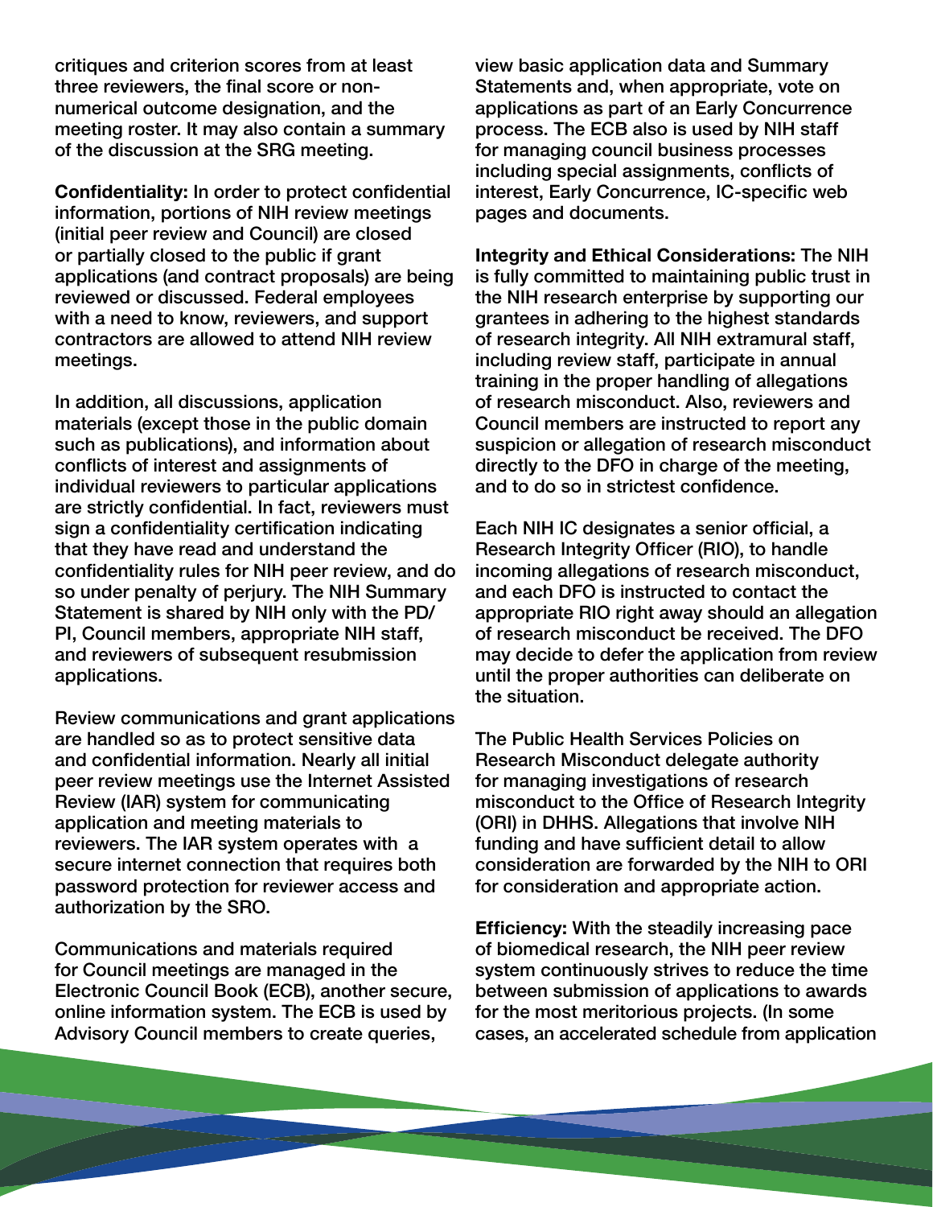critiques and criterion scores from at least three reviewers, the final score or non-numerical outcome designation, and the meeting roster. It may also contain a summary of the discussion at the SRG meeting.

**Confidentiality:** In order to protect confidential information, portions of NIH review meetings (initial peer review and Council) are closed or partially closed to the public if grant applications (and contract proposals) are being reviewed or discussed. Federal employees with a need to know, reviewers, and support contractors are allowed to attend NIH review meetings.

In addition, all discussions, application materials (except those in the public domain such as publications), and information about conflicts of interest and assignments of individual reviewers to particular applications are strictly confidential. In fact, reviewers must sign a confidentiality certification indicating that they have read and understand the confidentiality rules for NIH peer review, and do so under penalty of perjury. The NIH Summary Statement is shared by NIH only with the PD/PI, Council members, appropriate NIH staff, and reviewers of subsequent resubmission applications.

Review communications and grant applications are handled so as to protect sensitive data and confidential information. Nearly all initial peer review meetings use the Internet Assisted Review (IAR) system for communicating application and meeting materials to reviewers. The IAR system operates with a secure internet connection that requires both password protection for reviewer access and authorization by the SRO.

Communications and materials required for Council meetings are managed in the Electronic Council Book (ECB), another secure, online information system. The ECB is used by Advisory Council members to create queries, view basic application data and Summary Statements and, when appropriate, vote on applications as part of an Early Concurrence process. The ECB also is used by NIH staff for managing council business processes including special assignments, conflicts of interest, Early Concurrence, IC-specific web pages and documents.

**Integrity and Ethical Considerations:** The NIH is fully committed to maintaining public trust in the NIH research enterprise by supporting our grantees in adhering to the highest standards of research integrity. All NIH extramural staff, including review staff, participate in annual training in the proper handling of allegations of research misconduct. Also, reviewers and Council members are instructed to report any suspicion or allegation of research misconduct directly to the DFO in charge of the meeting, and to do so in strictest confidence.

Each NIH IC designates a senior official, a Research Integrity Officer (RIO), to handle incoming allegations of research misconduct, and each DFO is instructed to contact the appropriate RIO right away should an allegation of research misconduct be received. The DFO may decide to defer the application from review until the proper authorities can deliberate on the situation.

The Public Health Services Policies on Research Misconduct delegate authority for managing investigations of research misconduct to the Office of Research Integrity (ORI) in DHHS. Allegations that involve NIH funding and have sufficient detail to allow consideration are forwarded by the NIH to ORI for consideration and appropriate action.

**Efficiency:** With the steadily increasing pace of biomedical research, the NIH peer review system continuously strives to reduce the time between submission of applications to awards for the most meritorious projects. (In some cases, an accelerated schedule from application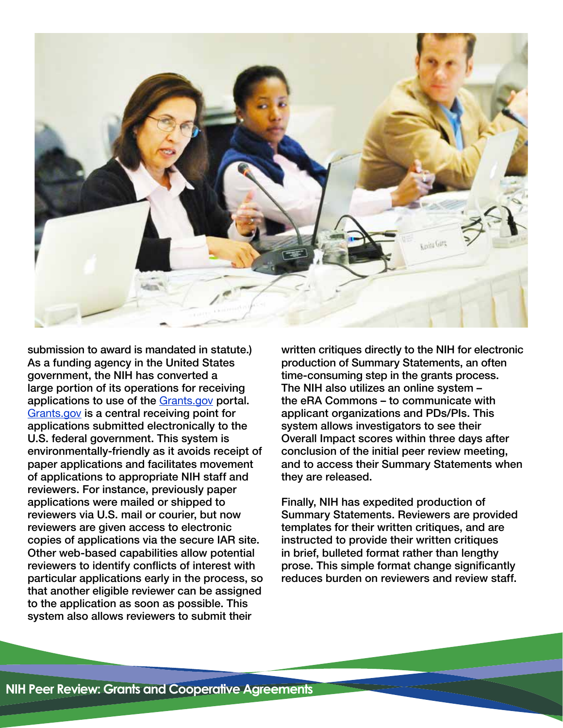submission to award is mandated in statute.) As a funding agency in the United States government, the NIH has converted a large portion of its operations for receiving applications to use of the [Grants.gov](http://Grants.gov) portal. [Grants.gov](http://Grants.gov) is a central receiving point for applications submitted electronically to the U.S. federal government. This system is environmentally-friendly as it avoids receipt of paper applications and facilitates movement of applications to appropriate NIH staff and reviewers. For instance, previously paper applications were mailed or shipped to reviewers via U.S. mail or courier, but now reviewers are given access to electronic copies of applications via the secure IAR site. Other web-based capabilities allow potential reviewers to identify conflicts of interest with particular applications early in the process, so that another eligible reviewer can be assigned to the application as soon as possible. This system also allows reviewers to submit their written critiques directly to the NIH for electronic production of Summary Statements, an often time-consuming step in the grants process. The NIH also utilizes an online system – the eRA Commons – to communicate with applicant organizations and PDs/PIs. This system allows investigators to see their Overall Impact scores within three days after conclusion of the initial peer review meeting, and to access their Summary Statements when they are released.

Finally, NIH has expedited production of Summary Statements. Reviewers are provided templates for their written critiques, and are instructed to provide their written critiques in brief, bulleted format rather than lengthy prose. This simple format change significantly reduces burden on reviewers and review staff.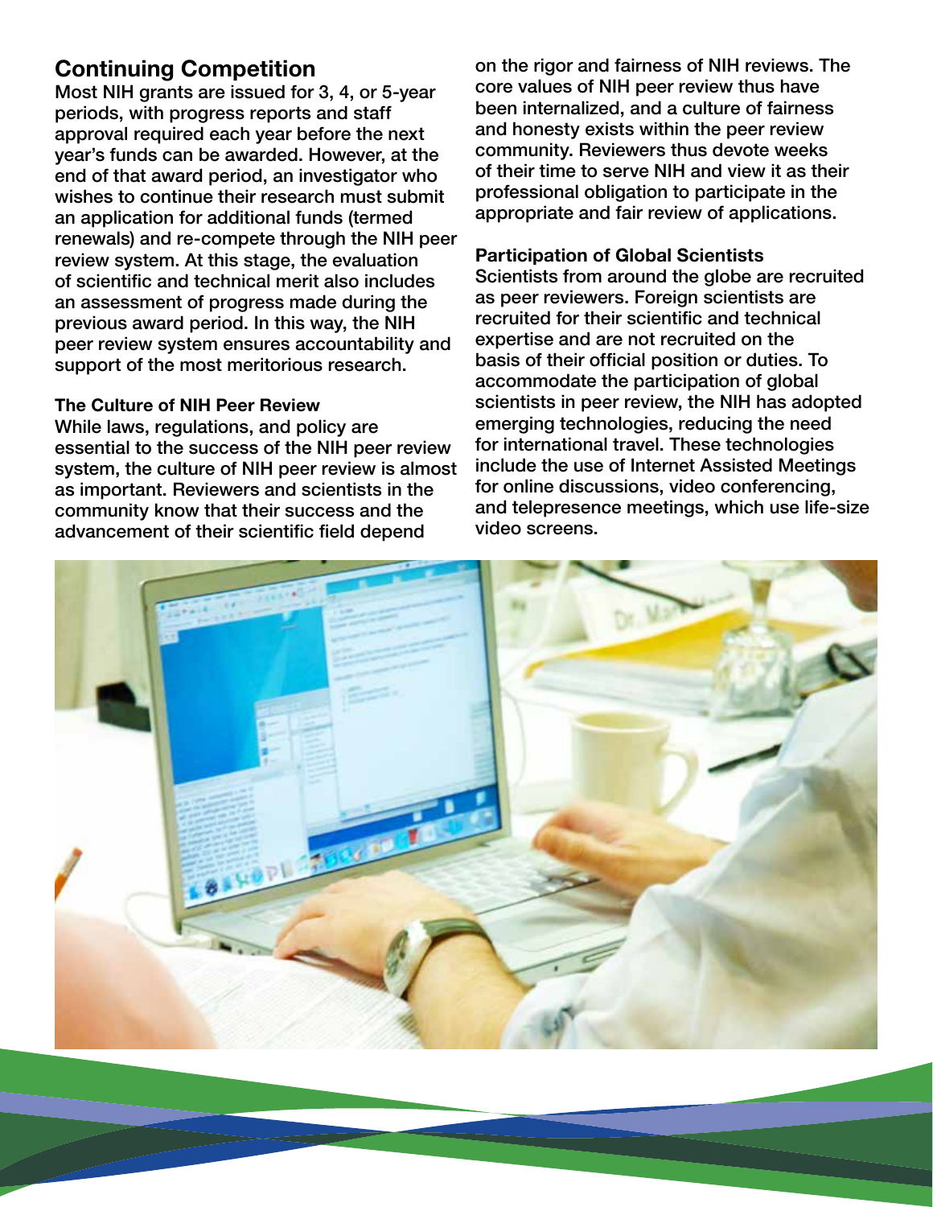## Continuing Competition

Most NIH grants are issued for 3, 4, or 5-year periods, with progress reports and staff approval required each year before the next year's funds can be awarded. However, at the end of that award period, an investigator who wishes to continue their research must submit an application for additional funds (termed renewals) and re-compete through the NIH peer review system. At this stage, the evaluation of scientific and technical merit also includes an assessment of progress made during the previous award period. In this way, the NIH peer review system ensures accountability and support of the most meritorious research.

### The Culture of NIH Peer Review

While laws, regulations, and policy are essential to the success of the NIH peer review system, the culture of NIH peer review is almost as important. Reviewers and scientists in the community know that their success and the advancement of their scientific field depend on the rigor and fairness of NIH reviews. The core values of NIH peer review thus have been internalized, and a culture of fairness and honesty exists within the peer review community. Reviewers thus devote weeks of their time to serve NIH and view it as their professional obligation to participate in the appropriate and fair review of applications.

### Participation of Global Scientists

Scientists from around the globe are recruited as peer reviewers. Foreign scientists are recruited for their scientific and technical expertise and are not recruited on the basis of their official position or duties. To accommodate the participation of global scientists in peer review, the NIH has adopted emerging technologies, reducing the need for international travel. These technologies include the use of Internet Assisted Meetings for online discussions, video conferencing, and telepresence meetings, which use life-size video screens.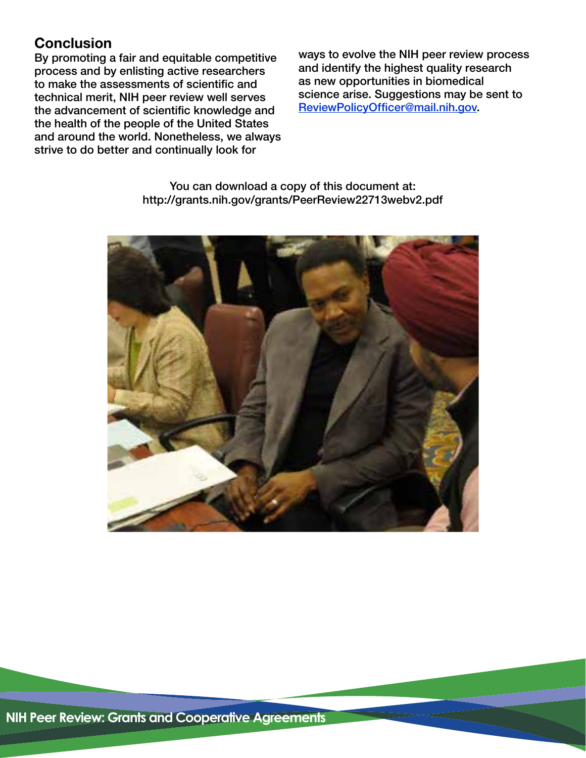## Conclusion

By promoting a fair and equitable competitive process and by enlisting active researchers to make the assessments of scientific and technical merit, NIH peer review well serves the advancement of scientific knowledge and the health of the people of the United States and around the world. Nonetheless, we always strive to do better and continually look for ways to evolve the NIH peer review process and identify the highest quality research as new opportunities in biomedical science arise. Suggestions may be sent to [ReviewPolicyOfficer@mail.nih.gov](mailto:ReviewPolicyOfficer@mail.nih.gov).

You can download a copy of this document at:
http://grants.nih.gov/grants/PeerReview22713webv2.pdf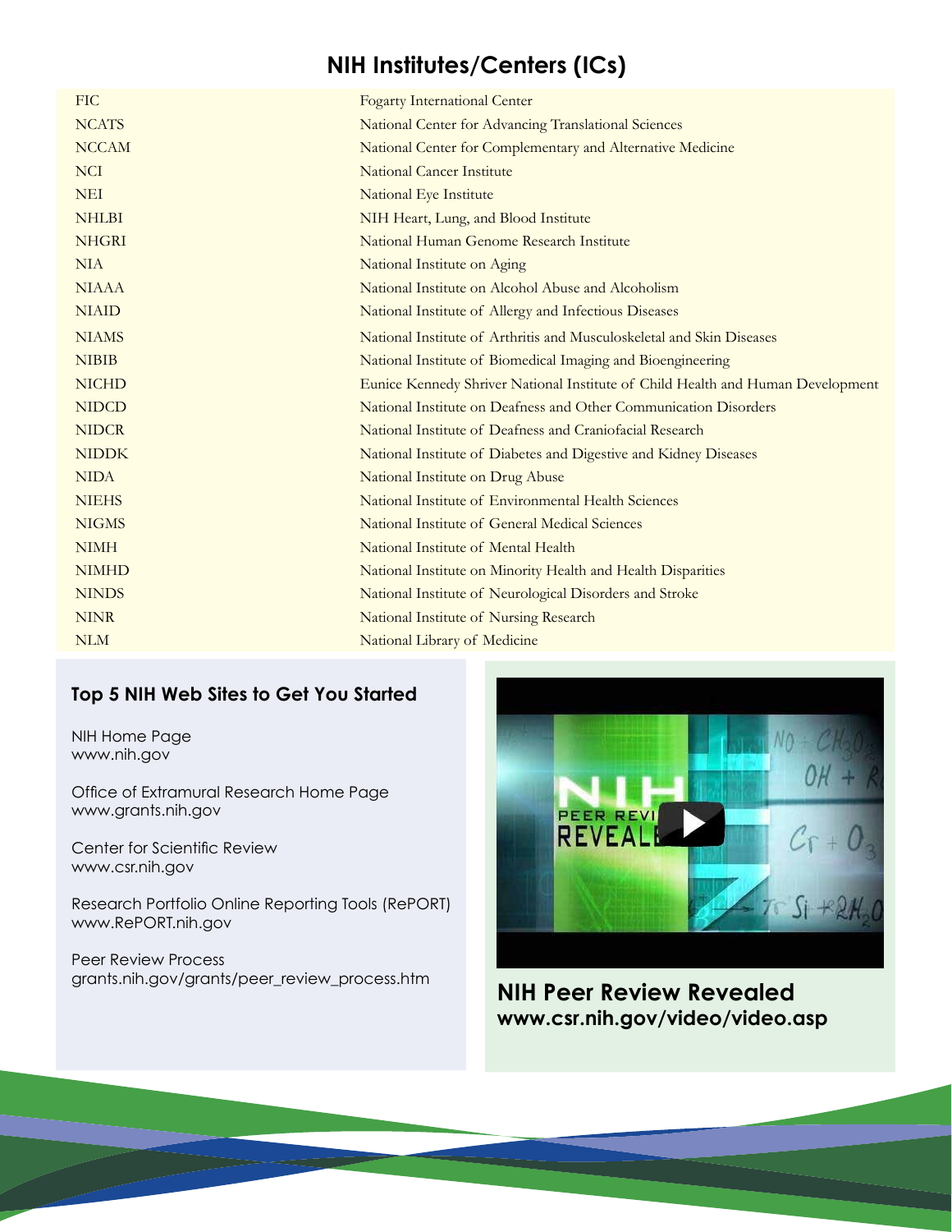## NIH Institutes/Centers (ICs)

| | |
|---|---|
| FIC | Fogarty International Center |
| NCATS | National Center for Advancing Translational Sciences |
| NCCAM | National Center for Complementary and Alternative Medicine |
| NCI | National Cancer Institute |
| NEI | National Eye Institute |
| NHLBI | NIH Heart, Lung, and Blood Institute |
| NHGRI | National Human Genome Research Institute |
| NIA | National Institute on Aging |
| NIAAA | National Institute on Alcohol Abuse and Alcoholism |
| NIAID | National Institute of Allergy and Infectious Diseases |
| NIAMS | National Institute of Arthritis and Musculoskeletal and Skin Diseases |
| NIBIB | National Institute of Biomedical Imaging and Bioengineering |
| NICHD | Eunice Kennedy Shriver National Institute of Child Health and Human Development |
| NIDCD | National Institute on Deafness and Other Communication Disorders |
| NIDCR | National Institute of Deafness and Craniofacial Research |
| NIDDK | National Institute of Diabetes and Digestive and Kidney Diseases |
| NIDA | National Institute on Drug Abuse |
| NIEHS | National Institute of Environmental Health Sciences |
| NIGMS | National Institute of General Medical Sciences |
| NIMH | National Institute of Mental Health |
| NIMHD | National Institute on Minority Health and Health Disparities |
| NINDS | National Institute of Neurological Disorders and Stroke |
| NINR | National Institute of Nursing Research |
| NLM | National Library of Medicine |

### Top 5 NIH Web Sites to Get You Started

NIH Home Page
www.nih.gov

Office of Extramural Research Home Page
www.grants.nih.gov

Center for Scientific Review
www.csr.nih.gov

Research Portfolio Online Reporting Tools (RePORT)
www.RePORT.nih.gov

Peer Review Process
grants.nih.gov/grants/peer_review_process.htm

**NIH Peer Review Revealed**
**www.csr.nih.gov/video/video.asp**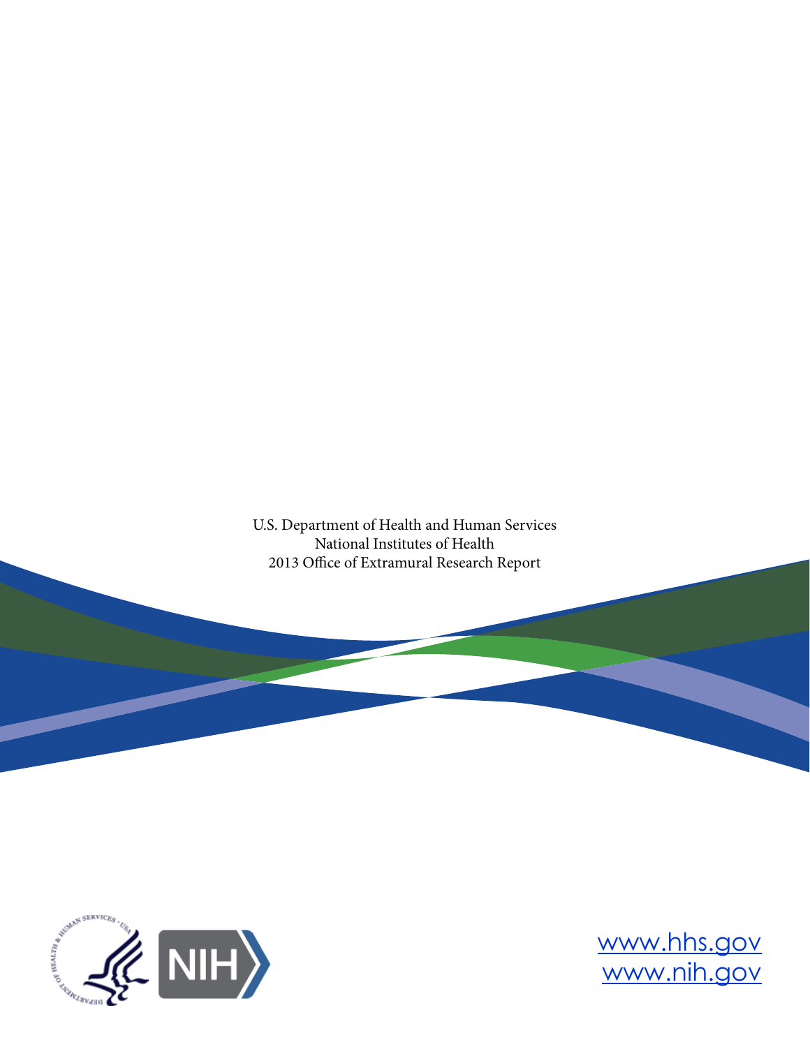U.S. Department of Health and Human Services
National Institutes of Health
2013 Office of Extramural Research Report

www.hhs.gov
www.nih.gov